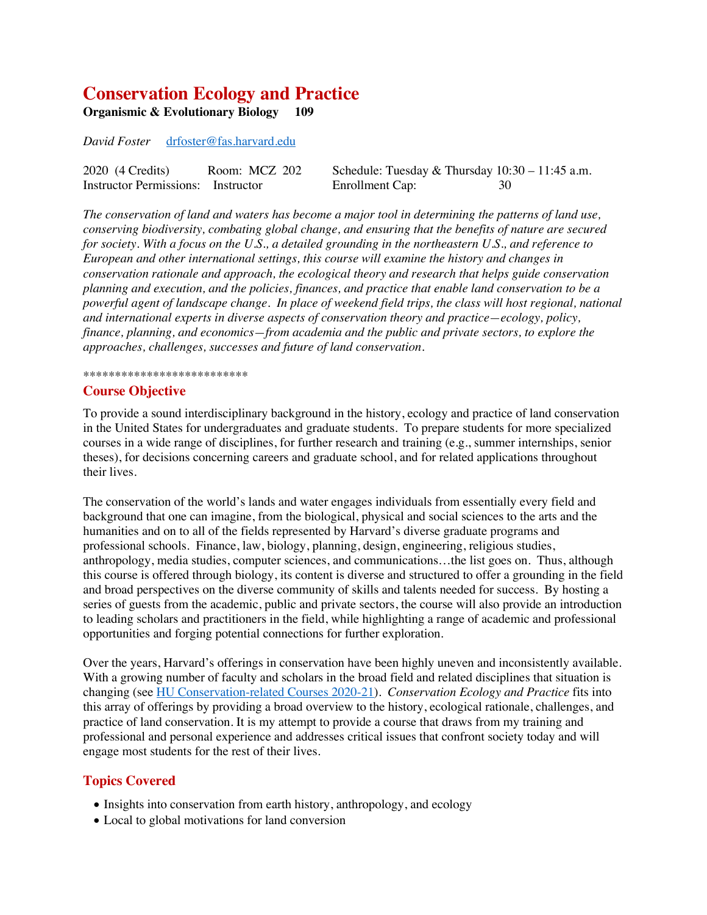# Conservation Ecology and Practice

**Organismic & Evolutionary Biology 109**

*David Foster* drfoster@fas.harvard.edu

| | | | |
|---|---|---|---|
| 2020 (4 Credits) | Room: MCZ 202 | Schedule: Tuesday & Thursday 10:30 – 11:45 a.m. | |
| Instructor Permissions: | Instructor | Enrollment Cap: | 30 |

*The conservation of land and waters has become a major tool in determining the patterns of land use, conserving biodiversity, combating global change, and ensuring that the benefits of nature are secured for society. With a focus on the U.S., a detailed grounding in the northeastern U.S., and reference to European and other international settings, this course will examine the history and changes in conservation rationale and approach, the ecological theory and research that helps guide conservation planning and execution, and the policies, finances, and practice that enable land conservation to be a powerful agent of landscape change. In place of weekend field trips, the class will host regional, national and international experts in diverse aspects of conservation theory and practice—ecology, policy, finance, planning, and economics—from academia and the public and private sectors, to explore the approaches, challenges, successes and future of land conservation.*

*************************

## Course Objective

To provide a sound interdisciplinary background in the history, ecology and practice of land conservation in the United States for undergraduates and graduate students. To prepare students for more specialized courses in a wide range of disciplines, for further research and training (e.g., summer internships, senior theses), for decisions concerning careers and graduate school, and for related applications throughout their lives.

The conservation of the world's lands and water engages individuals from essentially every field and background that one can imagine, from the biological, physical and social sciences to the arts and the humanities and on to all of the fields represented by Harvard's diverse graduate programs and professional schools. Finance, law, biology, planning, design, engineering, religious studies, anthropology, media studies, computer sciences, and communications…the list goes on. Thus, although this course is offered through biology, its content is diverse and structured to offer a grounding in the field and broad perspectives on the diverse community of skills and talents needed for success. By hosting a series of guests from the academic, public and private sectors, the course will also provide an introduction to leading scholars and practitioners in the field, while highlighting a range of academic and professional opportunities and forging potential connections for further exploration.

Over the years, Harvard's offerings in conservation have been highly uneven and inconsistently available. With a growing number of faculty and scholars in the broad field and related disciplines that situation is changing (see HU Conservation-related Courses 2020-21). *Conservation Ecology and Practice* fits into this array of offerings by providing a broad overview to the history, ecological rationale, challenges, and practice of land conservation. It is my attempt to provide a course that draws from my training and professional and personal experience and addresses critical issues that confront society today and will engage most students for the rest of their lives.

## Topics Covered

- Insights into conservation from earth history, anthropology, and ecology
- Local to global motivations for land conversion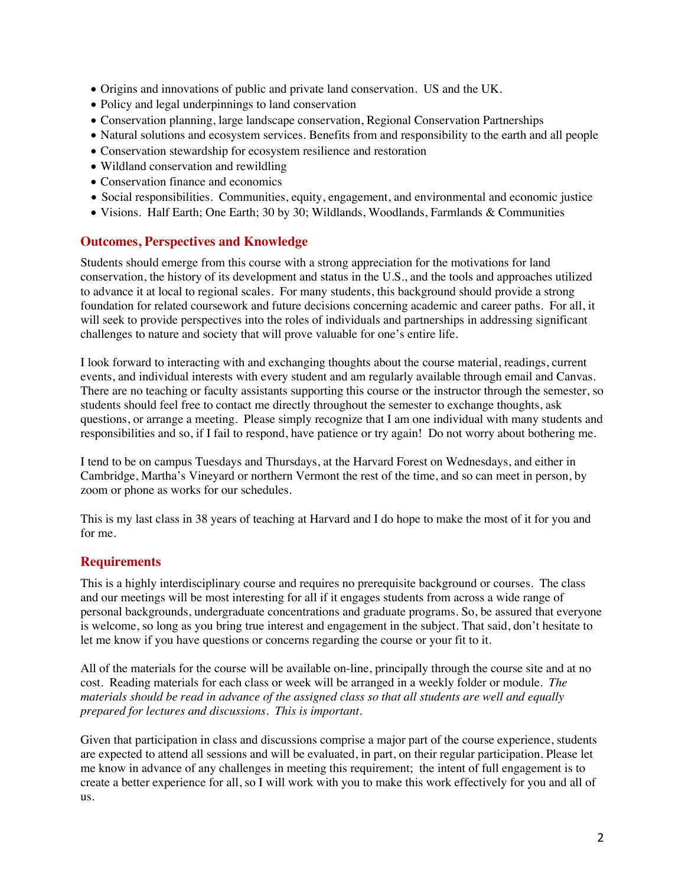- Origins and innovations of public and private land conservation. US and the UK.
- Policy and legal underpinnings to land conservation
- Conservation planning, large landscape conservation, Regional Conservation Partnerships
- Natural solutions and ecosystem services. Benefits from and responsibility to the earth and all people
- Conservation stewardship for ecosystem resilience and restoration
- Wildland conservation and rewildling
- Conservation finance and economics
- Social responsibilities. Communities, equity, engagement, and environmental and economic justice
- Visions. Half Earth; One Earth; 30 by 30; Wildlands, Woodlands, Farmlands & Communities

## Outcomes, Perspectives and Knowledge

Students should emerge from this course with a strong appreciation for the motivations for land conservation, the history of its development and status in the U.S., and the tools and approaches utilized to advance it at local to regional scales. For many students, this background should provide a strong foundation for related coursework and future decisions concerning academic and career paths. For all, it will seek to provide perspectives into the roles of individuals and partnerships in addressing significant challenges to nature and society that will prove valuable for one's entire life.

I look forward to interacting with and exchanging thoughts about the course material, readings, current events, and individual interests with every student and am regularly available through email and Canvas. There are no teaching or faculty assistants supporting this course or the instructor through the semester, so students should feel free to contact me directly throughout the semester to exchange thoughts, ask questions, or arrange a meeting. Please simply recognize that I am one individual with many students and responsibilities and so, if I fail to respond, have patience or try again! Do not worry about bothering me.

I tend to be on campus Tuesdays and Thursdays, at the Harvard Forest on Wednesdays, and either in Cambridge, Martha's Vineyard or northern Vermont the rest of the time, and so can meet in person, by zoom or phone as works for our schedules.

This is my last class in 38 years of teaching at Harvard and I do hope to make the most of it for you and for me.

## Requirements

This is a highly interdisciplinary course and requires no prerequisite background or courses. The class and our meetings will be most interesting for all if it engages students from across a wide range of personal backgrounds, undergraduate concentrations and graduate programs. So, be assured that everyone is welcome, so long as you bring true interest and engagement in the subject. That said, don't hesitate to let me know if you have questions or concerns regarding the course or your fit to it.

All of the materials for the course will be available on-line, principally through the course site and at no cost. Reading materials for each class or week will be arranged in a weekly folder or module. *The materials should be read in advance of the assigned class so that all students are well and equally prepared for lectures and discussions. This is important.*

Given that participation in class and discussions comprise a major part of the course experience, students are expected to attend all sessions and will be evaluated, in part, on their regular participation. Please let me know in advance of any challenges in meeting this requirement; the intent of full engagement is to create a better experience for all, so I will work with you to make this work effectively for you and all of us.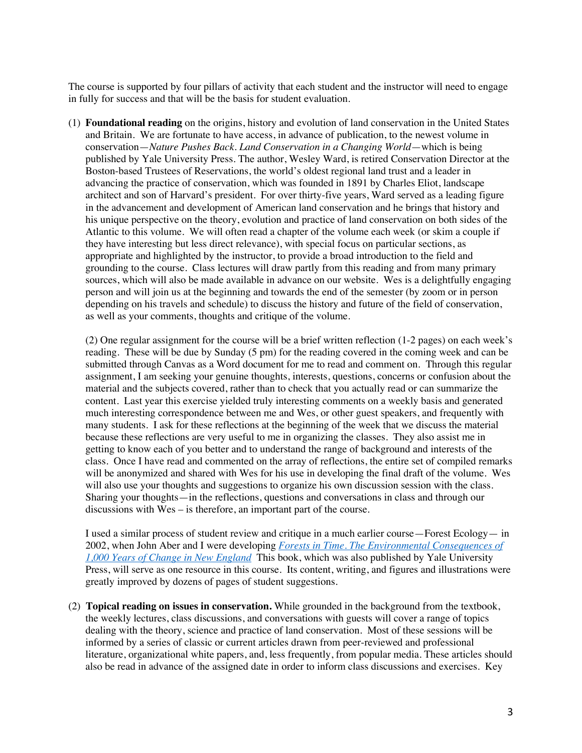The course is supported by four pillars of activity that each student and the instructor will need to engage in fully for success and that will be the basis for student evaluation.

(1) **Foundational reading** on the origins, history and evolution of land conservation in the United States and Britain. We are fortunate to have access, in advance of publication, to the newest volume in conservation—*Nature Pushes Back. Land Conservation in a Changing World*—which is being published by Yale University Press. The author, Wesley Ward, is retired Conservation Director at the Boston-based Trustees of Reservations, the world's oldest regional land trust and a leader in advancing the practice of conservation, which was founded in 1891 by Charles Eliot, landscape architect and son of Harvard's president. For over thirty-five years, Ward served as a leading figure in the advancement and development of American land conservation and he brings that history and his unique perspective on the theory, evolution and practice of land conservation on both sides of the Atlantic to this volume. We will often read a chapter of the volume each week (or skim a couple if they have interesting but less direct relevance), with special focus on particular sections, as appropriate and highlighted by the instructor, to provide a broad introduction to the field and grounding to the course. Class lectures will draw partly from this reading and from many primary sources, which will also be made available in advance on our website. Wes is a delightfully engaging person and will join us at the beginning and towards the end of the semester (by zoom or in person depending on his travels and schedule) to discuss the history and future of the field of conservation, as well as your comments, thoughts and critique of the volume.

(2) One regular assignment for the course will be a brief written reflection (1-2 pages) on each week's reading. These will be due by Sunday (5 pm) for the reading covered in the coming week and can be submitted through Canvas as a Word document for me to read and comment on. Through this regular assignment, I am seeking your genuine thoughts, interests, questions, concerns or confusion about the material and the subjects covered, rather than to check that you actually read or can summarize the content. Last year this exercise yielded truly interesting comments on a weekly basis and generated much interesting correspondence between me and Wes, or other guest speakers, and frequently with many students. I ask for these reflections at the beginning of the week that we discuss the material because these reflections are very useful to me in organizing the classes. They also assist me in getting to know each of you better and to understand the range of background and interests of the class. Once I have read and commented on the array of reflections, the entire set of compiled remarks will be anonymized and shared with Wes for his use in developing the final draft of the volume. Wes will also use your thoughts and suggestions to organize his own discussion session with the class. Sharing your thoughts—in the reflections, questions and conversations in class and through our discussions with Wes – is therefore, an important part of the course.

I used a similar process of student review and critique in a much earlier course—Forest Ecology— in 2002, when John Aber and I were developing *Forests in Time. The Environmental Consequences of 1,000 Years of Change in New England* This book, which was also published by Yale University Press, will serve as one resource in this course. Its content, writing, and figures and illustrations were greatly improved by dozens of pages of student suggestions.

(2) **Topical reading on issues in conservation.** While grounded in the background from the textbook, the weekly lectures, class discussions, and conversations with guests will cover a range of topics dealing with the theory, science and practice of land conservation. Most of these sessions will be informed by a series of classic or current articles drawn from peer-reviewed and professional literature, organizational white papers, and, less frequently, from popular media. These articles should also be read in advance of the assigned date in order to inform class discussions and exercises. Key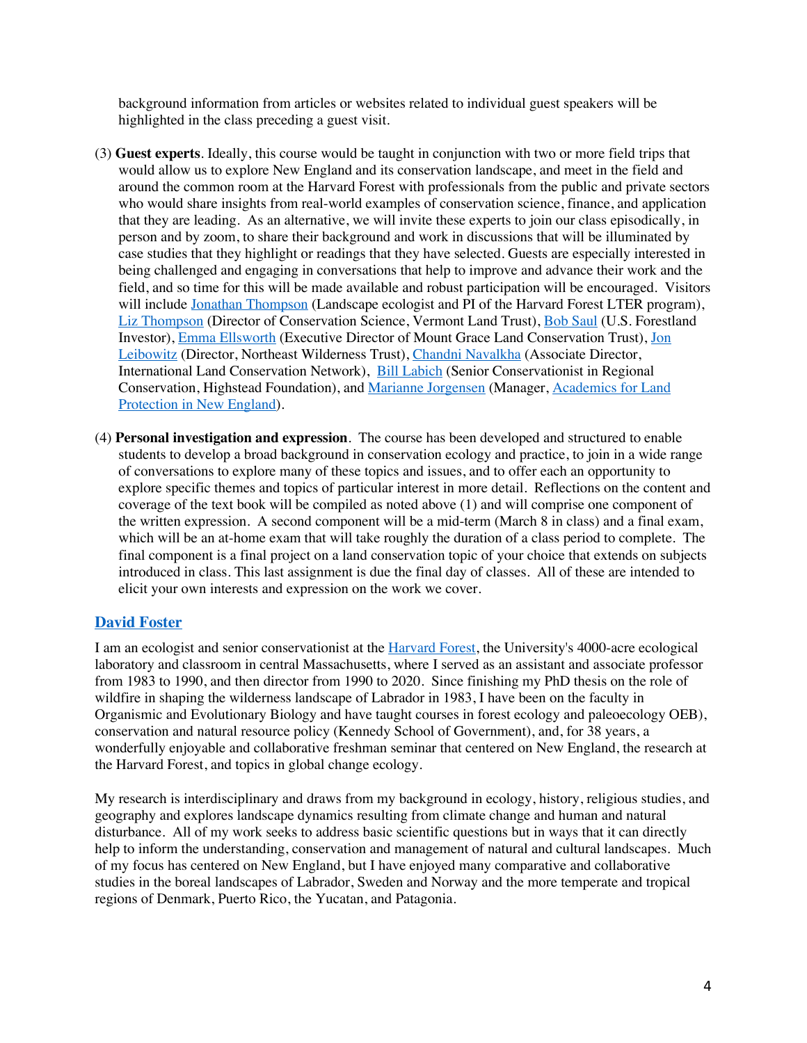background information from articles or websites related to individual guest speakers will be highlighted in the class preceding a guest visit.

(3) **Guest experts**. Ideally, this course would be taught in conjunction with two or more field trips that would allow us to explore New England and its conservation landscape, and meet in the field and around the common room at the Harvard Forest with professionals from the public and private sectors who would share insights from real-world examples of conservation science, finance, and application that they are leading. As an alternative, we will invite these experts to join our class episodically, in person and by zoom, to share their background and work in discussions that will be illuminated by case studies that they highlight or readings that they have selected. Guests are especially interested in being challenged and engaging in conversations that help to improve and advance their work and the field, and so time for this will be made available and robust participation will be encouraged. Visitors will include Jonathan Thompson (Landscape ecologist and PI of the Harvard Forest LTER program), Liz Thompson (Director of Conservation Science, Vermont Land Trust), Bob Saul (U.S. Forestland Investor), Emma Ellsworth (Executive Director of Mount Grace Land Conservation Trust), Jon Leibowitz (Director, Northeast Wilderness Trust), Chandni Navalkha (Associate Director, International Land Conservation Network), Bill Labich (Senior Conservationist in Regional Conservation, Highstead Foundation), and Marianne Jorgensen (Manager, Academics for Land Protection in New England).

(4) **Personal investigation and expression**. The course has been developed and structured to enable students to develop a broad background in conservation ecology and practice, to join in a wide range of conversations to explore many of these topics and issues, and to offer each an opportunity to explore specific themes and topics of particular interest in more detail. Reflections on the content and coverage of the text book will be compiled as noted above (1) and will comprise one component of the written expression. A second component will be a mid-term (March 8 in class) and a final exam, which will be an at-home exam that will take roughly the duration of a class period to complete. The final component is a final project on a land conservation topic of your choice that extends on subjects introduced in class. This last assignment is due the final day of classes. All of these are intended to elicit your own interests and expression on the work we cover.

## David Foster

I am an ecologist and senior conservationist at the Harvard Forest, the University's 4000-acre ecological laboratory and classroom in central Massachusetts, where I served as an assistant and associate professor from 1983 to 1990, and then director from 1990 to 2020. Since finishing my PhD thesis on the role of wildfire in shaping the wilderness landscape of Labrador in 1983, I have been on the faculty in Organismic and Evolutionary Biology and have taught courses in forest ecology and paleoecology OEB), conservation and natural resource policy (Kennedy School of Government), and, for 38 years, a wonderfully enjoyable and collaborative freshman seminar that centered on New England, the research at the Harvard Forest, and topics in global change ecology.

My research is interdisciplinary and draws from my background in ecology, history, religious studies, and geography and explores landscape dynamics resulting from climate change and human and natural disturbance. All of my work seeks to address basic scientific questions but in ways that it can directly help to inform the understanding, conservation and management of natural and cultural landscapes. Much of my focus has centered on New England, but I have enjoyed many comparative and collaborative studies in the boreal landscapes of Labrador, Sweden and Norway and the more temperate and tropical regions of Denmark, Puerto Rico, the Yucatan, and Patagonia.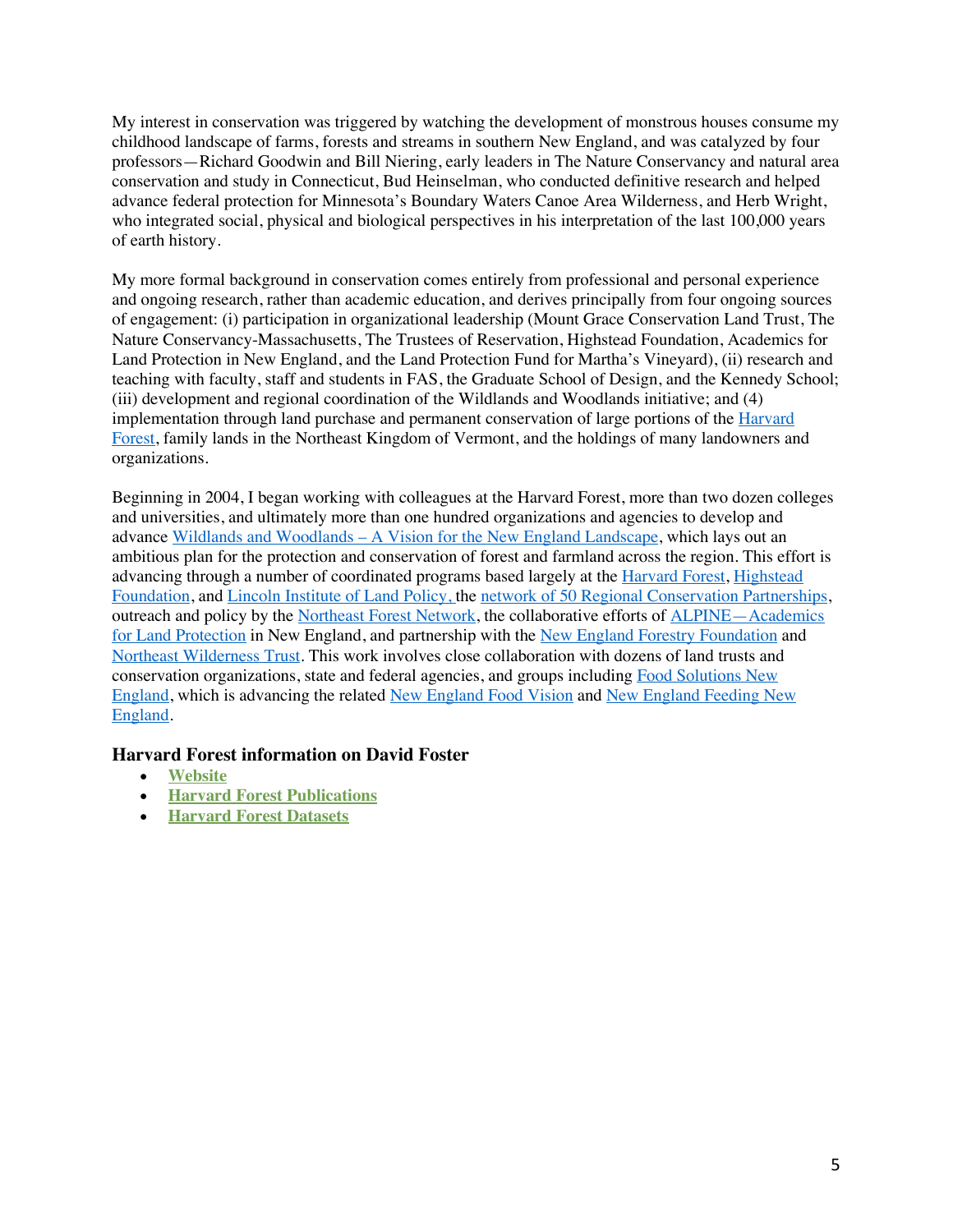My interest in conservation was triggered by watching the development of monstrous houses consume my childhood landscape of farms, forests and streams in southern New England, and was catalyzed by four professors—Richard Goodwin and Bill Niering, early leaders in The Nature Conservancy and natural area conservation and study in Connecticut, Bud Heinselman, who conducted definitive research and helped advance federal protection for Minnesota's Boundary Waters Canoe Area Wilderness, and Herb Wright, who integrated social, physical and biological perspectives in his interpretation of the last 100,000 years of earth history.

My more formal background in conservation comes entirely from professional and personal experience and ongoing research, rather than academic education, and derives principally from four ongoing sources of engagement: (i) participation in organizational leadership (Mount Grace Conservation Land Trust, The Nature Conservancy-Massachusetts, The Trustees of Reservation, Highstead Foundation, Academics for Land Protection in New England, and the Land Protection Fund for Martha's Vineyard), (ii) research and teaching with faculty, staff and students in FAS, the Graduate School of Design, and the Kennedy School; (iii) development and regional coordination of the Wildlands and Woodlands initiative; and (4) implementation through land purchase and permanent conservation of large portions of the Harvard Forest, family lands in the Northeast Kingdom of Vermont, and the holdings of many landowners and organizations.

Beginning in 2004, I began working with colleagues at the Harvard Forest, more than two dozen colleges and universities, and ultimately more than one hundred organizations and agencies to develop and advance Wildlands and Woodlands – A Vision for the New England Landscape, which lays out an ambitious plan for the protection and conservation of forest and farmland across the region. This effort is advancing through a number of coordinated programs based largely at the Harvard Forest, Highstead Foundation, and Lincoln Institute of Land Policy, the network of 50 Regional Conservation Partnerships, outreach and policy by the Northeast Forest Network, the collaborative efforts of ALPINE—Academics for Land Protection in New England, and partnership with the New England Forestry Foundation and Northeast Wilderness Trust. This work involves close collaboration with dozens of land trusts and conservation organizations, state and federal agencies, and groups including Food Solutions New England, which is advancing the related New England Food Vision and New England Feeding New England.

### Harvard Forest information on David Foster

- **Website**
- **Harvard Forest Publications**
- **Harvard Forest Datasets**